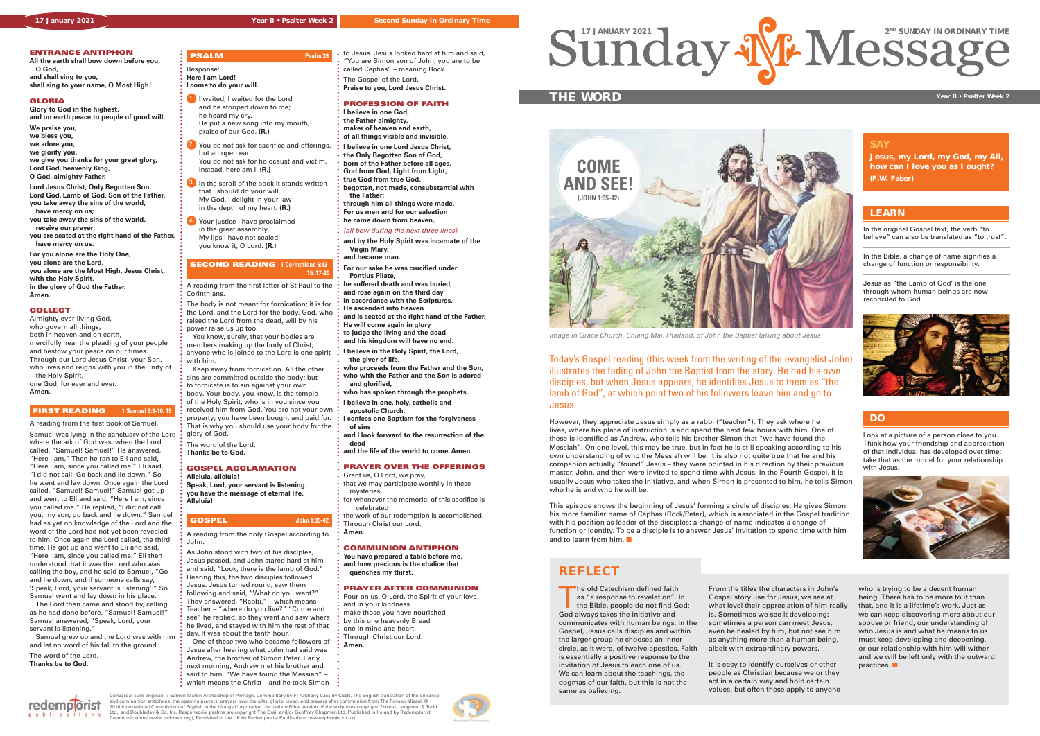# Sunday Message

17 JANUARY 2021 — 2ND SUNDAY IN ORDINARY TIME

## THE WORD

Year B • Psalter Week 2

**COME AND SEE!** (JOHN 1:35-42)

*Image in Grace Church, Chiang Mai, Thailand, of John the Baptist talking about Jesus*

Today's Gospel reading (this week from the writing of the evangelist John) illustrates the fading of John the Baptist from the story. He had his own disciples, but when Jesus appears, he identifies Jesus to them as "the lamb of God", at which point two of his followers leave him and go to Jesus.

However, they appreciate Jesus simply as a rabbi ("teacher"). They ask where he lives, where his place of instruction is and spend the next few hours with him. One of these is identified as Andrew, who tells his brother Simon that "we have found the Messiah". On one level, this may be true, but in fact he is still speaking according to his own understanding of who the Messiah will be: it is also not quite true that he and his companion actually "found" Jesus – they were pointed in his direction by their previous master, John, and then were invited to spend time with Jesus. In the Fourth Gospel, it is usually Jesus who takes the initiative, and when Simon is presented to him, he tells Simon who he is and who he will be.

This episode shows the beginning of Jesus' forming a circle of disciples. He gives Simon his more familiar name of Cephas (Rock/Peter), which is associated in the Gospel tradition with his position as leader of the disciples: a change of name indicates a change of function or identity. To be a disciple is to answer Jesus' invitation to spend time with him and to learn from him. ■

## SAY

**Jesus, my Lord, my God, my All, how can I love you as I ought? (F.W. Faber)**

## LEARN

In the original Gospel text, the verb "to believe" can also be translated as "to trust".

In the Bible, a change of name signifies a change of function or responsibility.

Jesus as "the Lamb of God' is the one through whom human beings are now reconciled to God.

## DO

Look at a picture of a person close to you. Think how your friendship and appreciation of that individual has developed over time: take that as the model for your relationship with Jesus.

## REFLECT

The old Catechism defined faith as "a response to revelation". In the Bible, people do not find God: God always takes the initiative and communicates with human beings. In the Gospel, Jesus calls disciples and within the larger group he chooses an inner circle, as it were, of twelve apostles. Faith is essentially a positive response to the invitation of Jesus to each one of us. We can learn about the teachings, the dogmas of our faith, but this is not the same as believing.

From the titles the characters in John's Gospel story use for Jesus, we see at what level their appreciation of him really is. Sometimes we see it developing: sometimes a person can meet Jesus, even be healed by him, but not see him as anything more than a human being, albeit with extraordinary powers.

It is easy to identify ourselves or other people as Christian because we or they act in a certain way and hold certain values, but often these apply to anyone who is trying to be a decent human being. There has to be more to it than that, and it is a lifetime's work. Just as we can keep discovering more about our spouse or friend, our understanding of who Jesus is and what he means to us must keep developing and deepening, or our relationship with him will wither and we will be left only with the outward practices. ■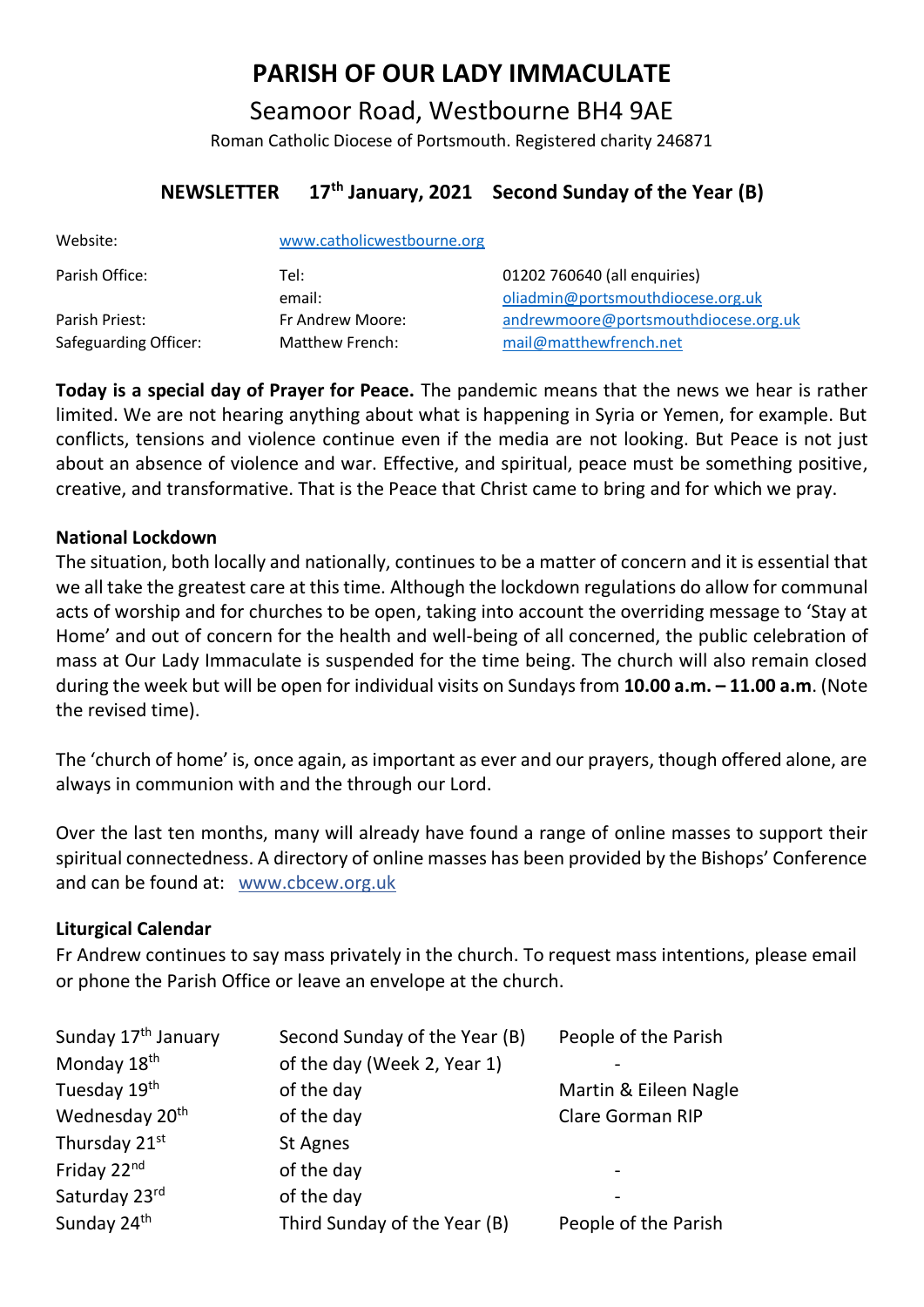# PARISH OF OUR LADY IMMACULATE

## Seamoor Road, Westbourne BH4 9AE

Roman Catholic Diocese of Portsmouth. Registered charity 246871

### NEWSLETTER 17th January, 2021 Second Sunday of the Year (B)

| | | |
|---|---|---|
| Website: | www.catholicwestbourne.org | |
| Parish Office: | Tel: | 01202 760640 (all enquiries) |
| | email: | oliadmin@portsmouthdiocese.org.uk |
| Parish Priest: | Fr Andrew Moore: | andrewmoore@portsmouthdiocese.org.uk |
| Safeguarding Officer: | Matthew French: | mail@matthewfrench.net |

**Today is a special day of Prayer for Peace.** The pandemic means that the news we hear is rather limited. We are not hearing anything about what is happening in Syria or Yemen, for example. But conflicts, tensions and violence continue even if the media are not looking. But Peace is not just about an absence of violence and war. Effective, and spiritual, peace must be something positive, creative, and transformative. That is the Peace that Christ came to bring and for which we pray.

**National Lockdown**

The situation, both locally and nationally, continues to be a matter of concern and it is essential that we all take the greatest care at this time. Although the lockdown regulations do allow for communal acts of worship and for churches to be open, taking into account the overriding message to 'Stay at Home' and out of concern for the health and well-being of all concerned, the public celebration of mass at Our Lady Immaculate is suspended for the time being. The church will also remain closed during the week but will be open for individual visits on Sundays from **10.00 a.m. – 11.00 a.m**. (Note the revised time).

The 'church of home' is, once again, as important as ever and our prayers, though offered alone, are always in communion with and the through our Lord.

Over the last ten months, many will already have found a range of online masses to support their spiritual connectedness. A directory of online masses has been provided by the Bishops' Conference and can be found at: www.cbcew.org.uk

**Liturgical Calendar**

Fr Andrew continues to say mass privately in the church. To request mass intentions, please email or phone the Parish Office or leave an envelope at the church.

| | | |
|---|---|---|
| Sunday 17th January | Second Sunday of the Year (B) | People of the Parish |
| Monday 18th | of the day (Week 2, Year 1) | - |
| Tuesday 19th | of the day | Martin & Eileen Nagle |
| Wednesday 20th | of the day | Clare Gorman RIP |
| Thursday 21st | St Agnes | |
| Friday 22nd | of the day | - |
| Saturday 23rd | of the day | - |
| Sunday 24th | Third Sunday of the Year (B) | People of the Parish |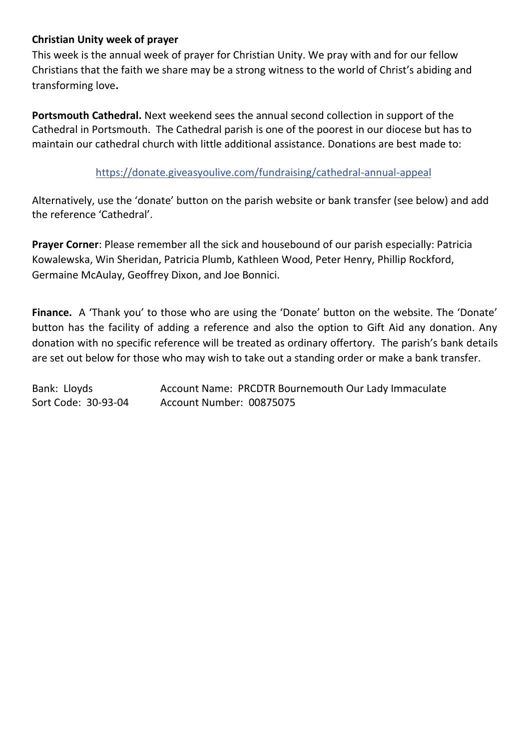**Christian Unity week of prayer**

This week is the annual week of prayer for Christian Unity. We pray with and for our fellow Christians that the faith we share may be a strong witness to the world of Christ's abiding and transforming love**.**

**Portsmouth Cathedral.** Next weekend sees the annual second collection in support of the Cathedral in Portsmouth. The Cathedral parish is one of the poorest in our diocese but has to maintain our cathedral church with little additional assistance. Donations are best made to:

https://donate.giveasyoulive.com/fundraising/cathedral-annual-appeal

Alternatively, use the 'donate' button on the parish website or bank transfer (see below) and add the reference 'Cathedral'.

**Prayer Corner**: Please remember all the sick and housebound of our parish especially: Patricia Kowalewska, Win Sheridan, Patricia Plumb, Kathleen Wood, Peter Henry, Phillip Rockford, Germaine McAulay, Geoffrey Dixon, and Joe Bonnici.

**Finance.** A 'Thank you' to those who are using the 'Donate' button on the website. The 'Donate' button has the facility of adding a reference and also the option to Gift Aid any donation. Any donation with no specific reference will be treated as ordinary offertory. The parish's bank details are set out below for those who may wish to take out a standing order or make a bank transfer.

| | |
|---|---|
| Bank: Lloyds | Account Name: PRCDTR Bournemouth Our Lady Immaculate |
| Sort Code: 30-93-04 | Account Number: 00875075 |